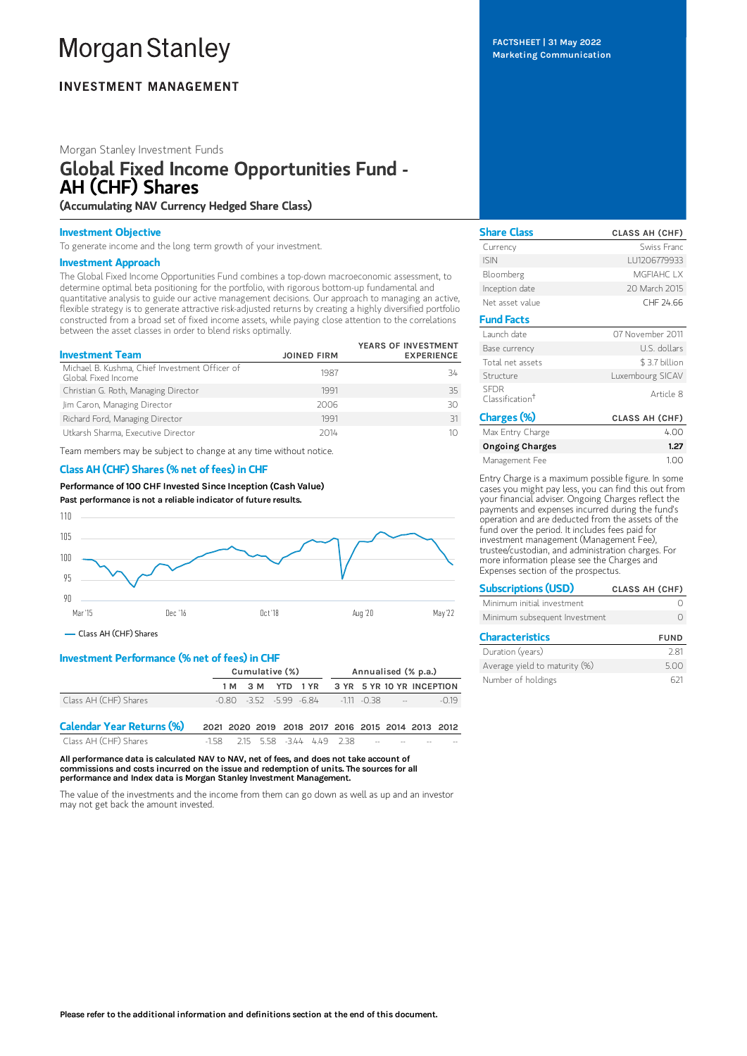# Morgan Stanley

## INVESTMENT MANAGEMENT

FACTSHEET | 31 May 2022
Marketing Communication

Morgan Stanley Investment Funds

# Global Fixed Income Opportunities Fund - AH (CHF) Shares

**(Accumulating NAV Currency Hedged Share Class)**

### Investment Objective

To generate income and the long term growth of your investment.

### Investment Approach

The Global Fixed Income Opportunities Fund combines a top-down macroeconomic assessment, to determine optimal beta positioning for the portfolio, with rigorous bottom-up fundamental and quantitative analysis to guide our active management decisions. Our approach to managing an active, flexible strategy is to generate attractive risk-adjusted returns by creating a highly diversified portfolio constructed from a broad set of fixed income assets, while paying close attention to the correlations between the asset classes in order to blend risks optimally.

| Investment Team | JOINED FIRM | YEARS OF INVESTMENT EXPERIENCE |
|---|---|---|
| Michael B. Kushma, Chief Investment Officer of Global Fixed Income | 1987 | 34 |
| Christian G. Roth, Managing Director | 1991 | 35 |
| Jim Caron, Managing Director | 2006 | 30 |
| Richard Ford, Managing Director | 1991 | 31 |
| Utkarsh Sharma, Executive Director | 2014 | 10 |

Team members may be subject to change at any time without notice.

### Class AH (CHF) Shares (% net of fees) in CHF

**Performance of 100 CHF Invested Since Inception (Cash Value)**

**Past performance is not a reliable indicator of future results.**

— Class AH (CHF) Shares

### Investment Performance (% net of fees) in CHF

| | Cumulative (%) | | | | Annualised (% p.a.) | | | |
|---|---|---|---|---|---|---|---|---|
| | 1 M | 3 M | YTD | 1 YR | 3 YR | 5 YR | 10 YR | INCEPTION |
| Class AH (CHF) Shares | -0.80 | -3.52 | -5.99 | -6.84 | -1.11 | -0.38 | -- | -0.19 |

| Calendar Year Returns (%) | 2021 | 2020 | 2019 | 2018 | 2017 | 2016 | 2015 | 2014 | 2013 | 2012 |
|---|---|---|---|---|---|---|---|---|---|---|
| Class AH (CHF) Shares | -1.58 | 2.15 | 5.58 | -3.44 | 4.49 | 2.38 | -- | -- | -- | -- |

**All performance data is calculated NAV to NAV, net of fees, and does not take account of commissions and costs incurred on the issue and redemption of units. The sources for all performance and Index data is Morgan Stanley Investment Management.**

The value of the investments and the income from them can go down as well as up and an investor may not get back the amount invested.

| Share Class | CLASS AH (CHF) |
|---|---|
| Currency | Swiss Franc |
| ISIN | LU1206779933 |
| Bloomberg | MGFIAHC LX |
| Inception date | 20 March 2015 |
| Net asset value | CHF 24.66 |

| Fund Facts | |
|---|---|
| Launch date | 07 November 2011 |
| Base currency | U.S. dollars |
| Total net assets | $ 3.7 billion |
| Structure | Luxembourg SICAV |
| SFDR Classification† | Article 8 |

| Charges (%) | CLASS AH (CHF) |
|---|---|
| Max Entry Charge | 4.00 |
| **Ongoing Charges** | **1.27** |
| Management Fee | 1.00 |

Entry Charge is a maximum possible figure. In some cases you might pay less, you can find this out from your financial adviser. Ongoing Charges reflect the payments and expenses incurred during the fund's operation and are deducted from the assets of the fund over the period. It includes fees paid for investment management (Management Fee), trustee/custodian, and administration charges. For more information please see the Charges and Expenses section of the prospectus.

| Subscriptions (USD) | CLASS AH (CHF) |
|---|---|
| Minimum initial investment | 0 |
| Minimum subsequent Investment | 0 |

| Characteristics | FUND |
|---|---|
| Duration (years) | 2.81 |
| Average yield to maturity (%) | 5.00 |
| Number of holdings | 621 |

**Please refer to the additional information and definitions section at the end of this document.**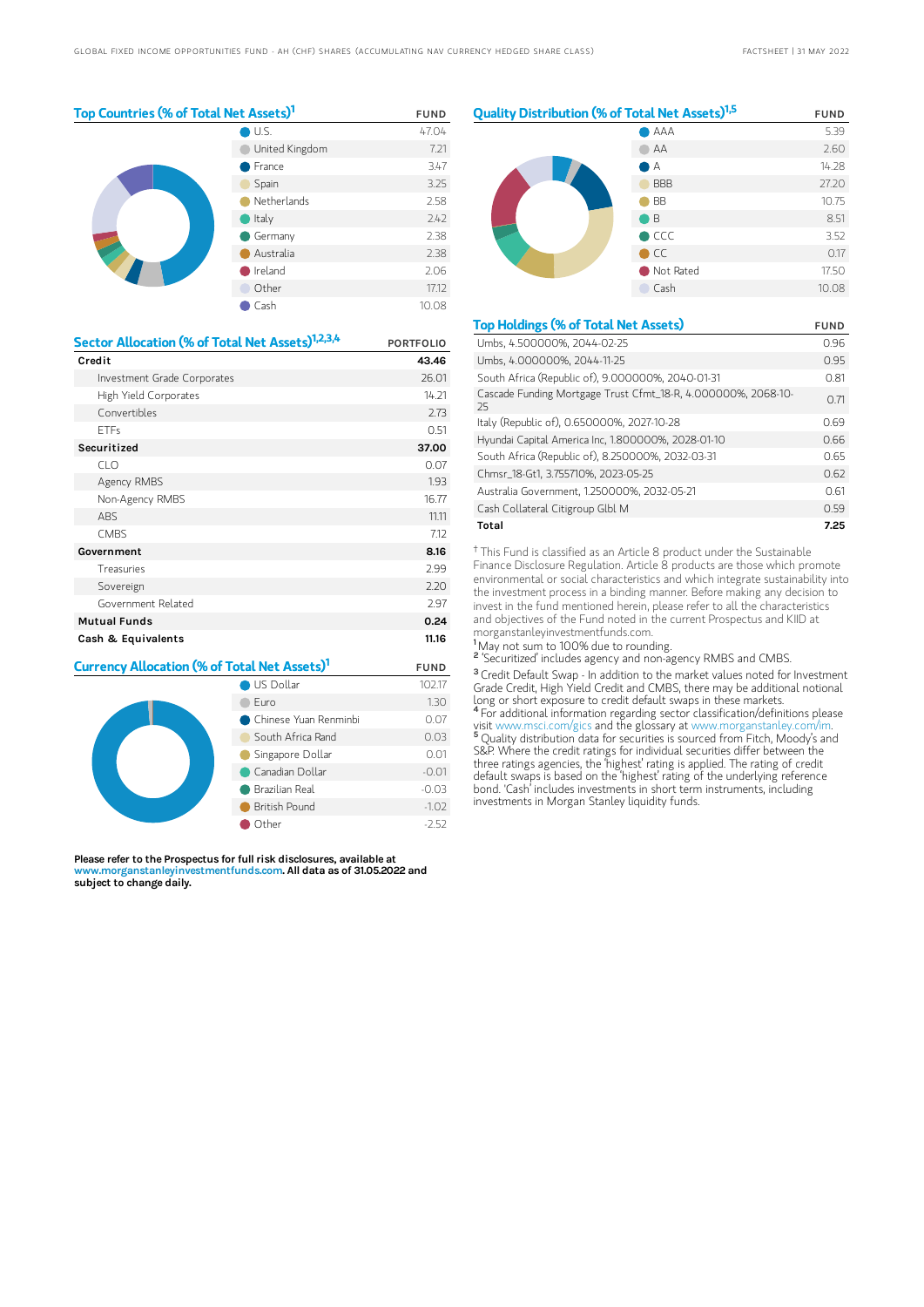## Top Countries (% of Total Net Assets)[1]

| | FUND |
|---|---|
| U.S. | 47.04 |
| United Kingdom | 7.21 |
| France | 3.47 |
| Spain | 3.25 |
| Netherlands | 2.58 |
| Italy | 2.42 |
| Germany | 2.38 |
| Australia | 2.38 |
| Ireland | 2.06 |
| Other | 17.12 |
| Cash | 10.08 |

## Sector Allocation (% of Total Net Assets)[1,2,3,4]

| | PORTFOLIO |
|---|---|
| **Credit** | **43.46** |
| Investment Grade Corporates | 26.01 |
| High Yield Corporates | 14.21 |
| Convertibles | 2.73 |
| ETFs | 0.51 |
| **Securitized** | **37.00** |
| CLO | 0.07 |
| Agency RMBS | 1.93 |
| Non-Agency RMBS | 16.77 |
| ABS | 11.11 |
| CMBS | 7.12 |
| **Government** | **8.16** |
| Treasuries | 2.99 |
| Sovereign | 2.20 |
| Government Related | 2.97 |
| **Mutual Funds** | **0.24** |
| **Cash & Equivalents** | **11.16** |

## Currency Allocation (% of Total Net Assets)[1]

| | FUND |
|---|---|
| US Dollar | 102.17 |
| Euro | 1.30 |
| Chinese Yuan Renminbi | 0.07 |
| South Africa Rand | 0.03 |
| Singapore Dollar | 0.01 |
| Canadian Dollar | -0.01 |
| Brazilian Real | -0.03 |
| British Pound | -1.02 |
| Other | -2.52 |

## Quality Distribution (% of Total Net Assets)[1,5]

| | FUND |
|---|---|
| AAA | 5.39 |
| AA | 2.60 |
| A | 14.28 |
| BBB | 27.20 |
| BB | 10.75 |
| B | 8.51 |
| CCC | 3.52 |
| CC | 0.17 |
| Not Rated | 17.50 |
| Cash | 10.08 |

## Top Holdings (% of Total Net Assets)

| | FUND |
|---|---|
| Umbs, 4.500000%, 2044-02-25 | 0.96 |
| Umbs, 4.000000%, 2044-11-25 | 0.95 |
| South Africa (Republic of), 9.000000%, 2040-01-31 | 0.81 |
| Cascade Funding Mortgage Trust Cfmt_18-R, 4.000000%, 2068-10-25 | 0.71 |
| Italy (Republic of), 0.650000%, 2027-10-28 | 0.69 |
| Hyundai Capital America Inc, 1.800000%, 2028-01-10 | 0.66 |
| South Africa (Republic of), 8.250000%, 2032-03-31 | 0.65 |
| Chmsr_18-Gt1, 3.755710%, 2023-05-25 | 0.62 |
| Australia Government, 1.250000%, 2032-05-21 | 0.61 |
| Cash Collateral Citigroup Glbl M | 0.59 |
| **Total** | **7.25** |

† This Fund is classified as an Article 8 product under the Sustainable Finance Disclosure Regulation. Article 8 products are those which promote environmental or social characteristics and which integrate sustainability into the investment process in a binding manner. Before making any decision to invest in the fund mentioned herein, please refer to all the characteristics and objectives of the Fund noted in the current Prospectus and KIID at morganstanleyinvestmentfunds.com.

[1] May not sum to 100% due to rounding.

[2] 'Securitized' includes agency and non-agency RMBS and CMBS.

[3] Credit Default Swap - In addition to the market values noted for Investment Grade Credit, High Yield Credit and CMBS, there may be additional notional long or short exposure to credit default swaps in these markets.

[4] For additional information regarding sector classification/definitions please visit www.msci.com/gics and the glossary at www.morganstanley.com/im.

[5] Quality distribution data for securities is sourced from Fitch, Moody's and S&P. Where the credit ratings for individual securities differ between the three ratings agencies, the 'highest' rating is applied. The rating of credit default swaps is based on the 'highest' rating of the underlying reference bond. 'Cash' includes investments in short term instruments, including investments in Morgan Stanley liquidity funds.

**Please refer to the Prospectus for full risk disclosures, available at www.morganstanleyinvestmentfunds.com. All data as of 31.05.2022 and subject to change daily.**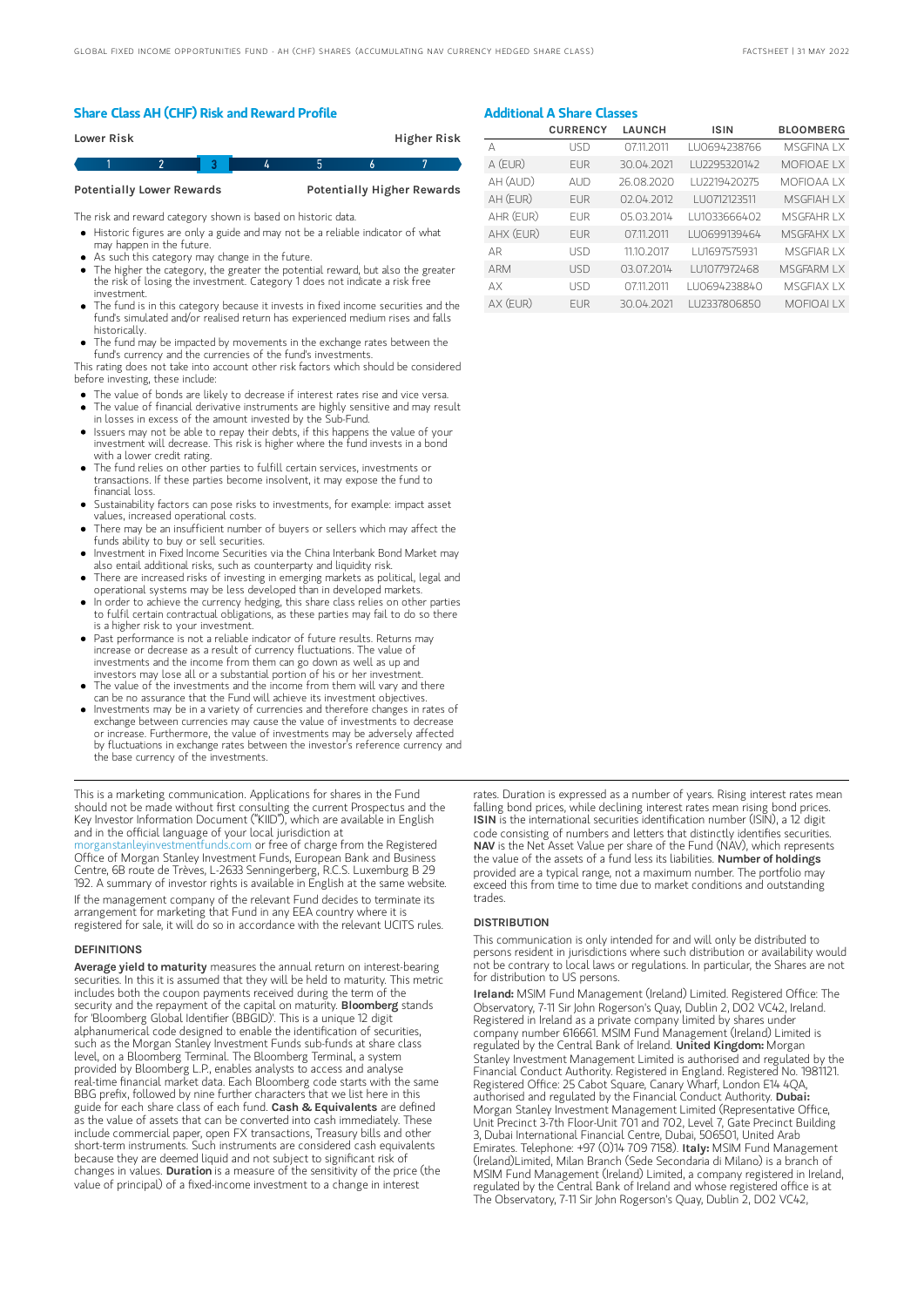## Share Class AH (CHF) Risk and Reward Profile

| Lower Risk | | | | | | Higher Risk |
|---|---|---|---|---|---|---|
| 1 | 2 | **3** | 4 | 5 | 6 | 7 |
| Potentially Lower Rewards | | | | | | Potentially Higher Rewards |

The risk and reward category shown is based on historic data.

- Historic figures are only a guide and may not be a reliable indicator of what may happen in the future.
- As such this category may change in the future.
- The higher the category, the greater the potential reward, but also the greater the risk of losing the investment. Category 1 does not indicate a risk free investment.
- The fund is in this category because it invests in fixed income securities and the fund's simulated and/or realised return has experienced medium rises and falls historically.
- The fund may be impacted by movements in the exchange rates between the fund's currency and the currencies of the fund's investments.

This rating does not take into account other risk factors which should be considered before investing, these include:

- The value of bonds are likely to decrease if interest rates rise and vice versa.
- The value of financial derivative instruments are highly sensitive and may result in losses in excess of the amount invested by the Sub-Fund.
- Issuers may not be able to repay their debts, if this happens the value of your investment will decrease. This risk is higher where the fund invests in a bond with a lower credit rating.
- The fund relies on other parties to fulfill certain services, investments or transactions. If these parties become insolvent, it may expose the fund to financial loss.
- Sustainability factors can pose risks to investments, for example: impact asset values, increased operational costs.
- There may be an insufficient number of buyers or sellers which may affect the funds ability to buy or sell securities.
- Investment in Fixed Income Securities via the China Interbank Bond Market may also entail additional risks, such as counterparty and liquidity risk.
- There are increased risks of investing in emerging markets as political, legal and operational systems may be less developed than in developed markets.
- In order to achieve the currency hedging, this share class relies on other parties to fulfil certain contractual obligations, as these parties may fail to do so there is a higher risk to your investment.
- Past performance is not a reliable indicator of future results. Returns may increase or decrease as a result of currency fluctuations. The value of investments and the income from them can go down as well as up and investors may lose all or a substantial portion of his or her investment.
- The value of the investments and the income from them will vary and there can be no assurance that the Fund will achieve its investment objectives.
- Investments may be in a variety of currencies and therefore changes in rates of exchange between currencies may cause the value of investments to decrease or increase. Furthermore, the value of investments may be adversely affected by fluctuations in exchange rates between the investor's reference currency and the base currency of the investments.

## Additional A Share Classes

| | CURRENCY | LAUNCH | ISIN | BLOOMBERG |
|---|---|---|---|---|
| A | USD | 07.11.2011 | LU0694238766 | MSGFINA LX |
| A (EUR) | EUR | 30.04.2021 | LU2295320142 | MOFIOAE LX |
| AH (AUD) | AUD | 26.08.2020 | LU2219420275 | MOFIOAA LX |
| AH (EUR) | EUR | 02.04.2012 | LU0712123511 | MSGFIAH LX |
| AHR (EUR) | EUR | 05.03.2014 | LU1033666402 | MSGFAHR LX |
| AHX (EUR) | EUR | 07.11.2011 | LU0699139464 | MSGFAHX LX |
| AR | USD | 11.10.2017 | LU1697575931 | MSGFIAR LX |
| ARM | USD | 03.07.2014 | LU1077972468 | MSGFARM LX |
| AX | USD | 07.11.2011 | LU0694238840 | MSGFIAX LX |
| AX (EUR) | EUR | 30.04.2021 | LU2337806850 | MOFIOAI LX |

This is a marketing communication. Applications for shares in the Fund should not be made without first consulting the current Prospectus and the Key Investor Information Document ("KIID"), which are available in English and in the official language of your local jurisdiction at morganstanleyinvestmentfunds.com or free of charge from the Registered Office of Morgan Stanley Investment Funds, European Bank and Business Centre, 6B route de Trèves, L-2633 Senningerberg, R.C.S. Luxemburg B 29 192. A summary of investor rights is available in English at the same website.

If the management company of the relevant Fund decides to terminate its arrangement for marketing that Fund in any EEA country where it is registered for sale, it will do so in accordance with the relevant UCITS rules.

### DEFINITIONS

**Average yield to maturity** measures the annual return on interest-bearing securities. In this it is assumed that they will be held to maturity. This metric includes both the coupon payments received during the term of the security and the repayment of the capital on maturity. **Bloomberg** stands for 'Bloomberg Global Identifier (BBGID)'. This is a unique 12 digit alphanumerical code designed to enable the identification of securities, such as the Morgan Stanley Investment Funds sub-funds at share class level, on a Bloomberg Terminal. The Bloomberg Terminal, a system provided by Bloomberg L.P., enables analysts to access and analyse real-time financial market data. Each Bloomberg code starts with the same BBG prefix, followed by nine further characters that we list here in this guide for each share class of each fund. **Cash & Equivalents** are defined as the value of assets that can be converted into cash immediately. These include commercial paper, open FX transactions, Treasury bills and other short-term instruments. Such instruments are considered cash equivalents because they are deemed liquid and not subject to significant risk of changes in values. **Duration** is a measure of the sensitivity of the price (the value of principal) of a fixed-income investment to a change in interest rates. Duration is expressed as a number of years. Rising interest rates mean falling bond prices, while declining interest rates mean rising bond prices. **ISIN** is the international securities identification number (ISIN), a 12 digit code consisting of numbers and letters that distinctly identifies securities. **NAV** is the Net Asset Value per share of the Fund (NAV), which represents the value of the assets of a fund less its liabilities. **Number of holdings** provided are a typical range, not a maximum number. The portfolio may exceed this from time to time due to market conditions and outstanding trades.

### DISTRIBUTION

This communication is only intended for and will only be distributed to persons resident in jurisdictions where such distribution or availability would not be contrary to local laws or regulations. In particular, the Shares are not for distribution to US persons.

**Ireland:** MSIM Fund Management (Ireland) Limited. Registered Office: The Observatory, 7-11 Sir John Rogerson's Quay, Dublin 2, D02 VC42, Ireland. Registered in Ireland as a private company limited by shares under company number 616661. MSIM Fund Management (Ireland) Limited is regulated by the Central Bank of Ireland. **United Kingdom:** Morgan Stanley Investment Management Limited is authorised and regulated by the Financial Conduct Authority. Registered in England. Registered No. 1981121. Registered Office: 25 Cabot Square, Canary Wharf, London E14 4QA, authorised and regulated by the Financial Conduct Authority. **Dubai:** Morgan Stanley Investment Management Limited (Representative Office, Unit Precinct 3-7th Floor-Unit 701 and 702, Level 7, Gate Precinct Building 3, Dubai International Financial Centre, Dubai, 506501, United Arab Emirates. Telephone: +97 (0)14 709 7158). **Italy:** MSIM Fund Management (Ireland)Limited, Milan Branch (Sede Secondaria di Milano) is a branch of MSIM Fund Management (Ireland) Limited, a company registered in Ireland, regulated by the Central Bank of Ireland and whose registered office is at The Observatory, 7-11 Sir John Rogerson's Quay, Dublin 2, D02 VC42,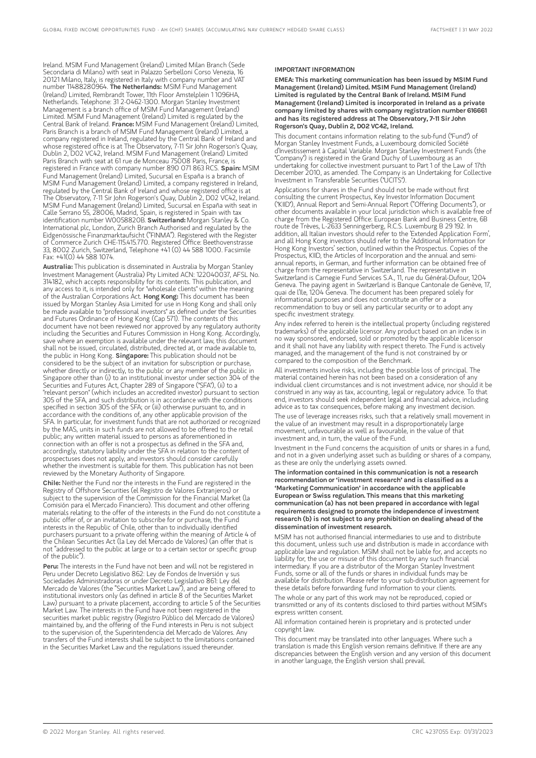Ireland. MSIM Fund Management (Ireland) Limited Milan Branch (Sede Secondaria di Milano) with seat in Palazzo Serbelloni Corso Venezia, 16 20121 Milano, Italy, is registered in Italy with company number and VAT number 11488280964. **The Netherlands:** MSIM Fund Management (Ireland) Limited, Rembrandt Tower, 11th Floor Amstelplein 1 1096HA, Netherlands. Telephone: 31 2-0462-1300. Morgan Stanley Investment Management is a branch office of MSIM Fund Management (Ireland) Limited. MSIM Fund Management (Ireland) Limited is regulated by the Central Bank of Ireland. **France:** MSIM Fund Management (Ireland) Limited, Paris Branch is a branch of MSIM Fund Management (Ireland) Limited, a company registered in Ireland, regulated by the Central Bank of Ireland and whose registered office is at The Observatory, 7-11 Sir John Rogerson's Quay, Dublin 2, D02 VC42, Ireland. MSIM Fund Management (Ireland) Limited Paris Branch with seat at 61 rue de Monceau 75008 Paris, France, is registered in France with company number 890 071 863 RCS. **Spain:** MSIM Fund Management (Ireland) Limited, Sucursal en España is a branch of MSIM Fund Management (Ireland) Limited, a company registered in Ireland, regulated by the Central Bank of Ireland and whose registered office is at The Observatory, 7-11 Sir John Rogerson's Quay, Dublin 2, D02 VC42, Ireland. MSIM Fund Management (Ireland) Limited, Sucursal en España with seat in Calle Serrano 55, 28006, Madrid, Spain, is registered in Spain with tax identification number W0058820B. **Switzerland:** Morgan Stanley & Co. International plc, London, Zurich Branch Authorised and regulated by the Eidgenössische Finanzmarktaufsicht ("FINMA"). Registered with the Register of Commerce Zurich CHE-115.415.770. Registered Office: Beethovenstrasse 33, 8002 Zurich, Switzerland, Telephone +41 (0) 44 588 1000. Facsimile Fax: +41(0) 44 588 1074.

**Australia:** This publication is disseminated in Australia by Morgan Stanley Investment Management (Australia) Pty Limited ACN: 122040037, AFSL No. 314182, which accepts responsibility for its contents. This publication, and any access to it, is intended only for "wholesale clients" within the meaning of the Australian Corporations Act. **Hong Kong:** This document has been issued by Morgan Stanley Asia Limited for use in Hong Kong and shall only be made available to "professional investors" as defined under the Securities and Futures Ordinance of Hong Kong (Cap 571). The contents of this document have not been reviewed nor approved by any regulatory authority including the Securities and Futures Commission in Hong Kong. Accordingly, save where an exemption is available under the relevant law, this document shall not be issued, circulated, distributed, directed at, or made available to, the public in Hong Kong. **Singapore:** This publication should not be considered to be the subject of an invitation for subscription or purchase, whether directly or indirectly, to the public or any member of the public in Singapore other than (i) to an institutional investor under section 304 of the Securities and Futures Act, Chapter 289 of Singapore ("SFA"), (ii) to a "relevant person" (which includes an accredited investor) pursuant to section 305 of the SFA, and such distribution is in accordance with the conditions specified in section 305 of the SFA; or (iii) otherwise pursuant to, and in accordance with the conditions of, any other applicable provision of the SFA. In particular, for investment funds that are not authorized or recognized by the MAS, units in such funds are not allowed to be offered to the retail public; any written material issued to persons as aforementioned in connection with an offer is not a prospectus as defined in the SFA and, accordingly, statutory liability under the SFA in relation to the content of prospectuses does not apply, and investors should consider carefully whether the investment is suitable for them. This publication has not been reviewed by the Monetary Authority of Singapore.

**Chile:** Neither the Fund nor the interests in the Fund are registered in the Registry of Offshore Securities (el Registro de Valores Extranjeros) or subject to the supervision of the Commission for the Financial Market (la Comisión para el Mercado Financiero). This document and other offering materials relating to the offer of the interests in the Fund do not constitute a public offer of, or an invitation to subscribe for or purchase, the Fund interests in the Republic of Chile, other than to individually identified purchasers pursuant to a private offering within the meaning of Article 4 of the Chilean Securities Act (la Ley del Mercado de Valores) (an offer that is not "addressed to the public at large or to a certain sector or specific group of the public").

**Peru:** The interests in the Fund have not been and will not be registered in Peru under Decreto Legislativo 862: Ley de Fondos de Inversión y sus Sociedades Administradoras or under Decreto Legislativo 861: Ley del Mercado de Valores (the "Securities Market Law"), and are being offered to institutional investors only (as defined in article 8 of the Securities Market Law) pursuant to a private placement, according to article 5 of the Securities Market Law. The interests in the Fund have not been registered in the securities market public registry (Registro Público del Mercado de Valores) maintained by, and the offering of the Fund interests in Peru is not subject to the supervision of, the Superintendencia del Mercado de Valores. Any transfers of the Fund interests shall be subject to the limitations contained in the Securities Market Law and the regulations issued thereunder.

#### IMPORTANT INFORMATION

**EMEA: This marketing communication has been issued by MSIM Fund Management (Ireland) Limited. MSIM Fund Management (Ireland) Limited is regulated by the Central Bank of Ireland. MSIM Fund Management (Ireland) Limited is incorporated in Ireland as a private company limited by shares with company registration number 616661 and has its registered address at The Observatory, 7-11 Sir John Rogerson's Quay, Dublin 2, D02 VC42, Ireland.**

This document contains information relating to the sub-fund ("Fund") of Morgan Stanley Investment Funds, a Luxembourg domiciled Société d'Investissement à Capital Variable. Morgan Stanley Investment Funds (the "Company") is registered in the Grand Duchy of Luxembourg as an undertaking for collective investment pursuant to Part 1 of the Law of 17th December 2010, as amended. The Company is an Undertaking for Collective Investment in Transferable Securities ("UCITS").

Applications for shares in the Fund should not be made without first consulting the current Prospectus, Key Investor Information Document ("KIID"), Annual Report and Semi-Annual Report ("Offering Documents"), or other documents available in your local jurisdiction which is available free of charge from the Registered Office: European Bank and Business Centre, 6B route de Trèves, L-2633 Senningerberg, R.C.S. Luxemburg B 29 192. In addition, all Italian investors should refer to the 'Extended Application Form', and all Hong Kong investors should refer to the 'Additional Information for Hong Kong Investors' section, outlined within the Prospectus. Copies of the Prospectus, KIID, the Articles of Incorporation and the annual and semi-annual reports, in German, and further information can be obtained free of charge from the representative in Switzerland. The representative in Switzerland is Carnegie Fund Services S.A., 11, rue du Général-Dufour, 1204 Geneva. The paying agent in Switzerland is Banque Cantonale de Genève, 17, quai de l'Ile, 1204 Geneva. The document has been prepared solely for informational purposes and does not constitute an offer or a recommendation to buy or sell any particular security or to adopt any specific investment strategy.

Any index referred to herein is the intellectual property (including registered trademarks) of the applicable licensor. Any product based on an index is in no way sponsored, endorsed, sold or promoted by the applicable licensor and it shall not have any liability with respect thereto. The Fund is actively managed, and the management of the fund is not constrained by or compared to the composition of the Benchmark.

All investments involve risks, including the possible loss of principal. The material contained herein has not been based on a consideration of any individual client circumstances and is not investment advice, nor should it be construed in any way as tax, accounting, legal or regulatory advice. To that end, investors should seek independent legal and financial advice, including advice as to tax consequences, before making any investment decision.

The use of leverage increases risks, such that a relatively small movement in the value of an investment may result in a disproportionately large movement, unfavourable as well as favourable, in the value of that investment and, in turn, the value of the Fund.

Investment in the Fund concerns the acquisition of units or shares in a fund, and not in a given underlying asset such as building or shares of a company, as these are only the underlying assets owned.

**The information contained in this communication is not a research recommendation or 'investment research' and is classified as a 'Marketing Communication' in accordance with the applicable European or Swiss regulation. This means that this marketing communication (a) has not been prepared in accordance with legal requirements designed to promote the independence of investment research (b) is not subject to any prohibition on dealing ahead of the dissemination of investment research.**

MSIM has not authorised financial intermediaries to use and to distribute this document, unless such use and distribution is made in accordance with applicable law and regulation. MSIM shall not be liable for, and accepts no liability for, the use or misuse of this document by any such financial intermediary. If you are a distributor of the Morgan Stanley Investment Funds, some or all of the funds or shares in individual funds may be available for distribution. Please refer to your sub-distribution agreement for these details before forwarding fund information to your clients.

The whole or any part of this work may not be reproduced, copied or transmitted or any of its contents disclosed to third parties without MSIM's express written consent.

All information contained herein is proprietary and is protected under copyright law.

This document may be translated into other languages. Where such a translation is made this English version remains definitive. If there are any discrepancies between the English version and any version of this document in another language, the English version shall prevail.